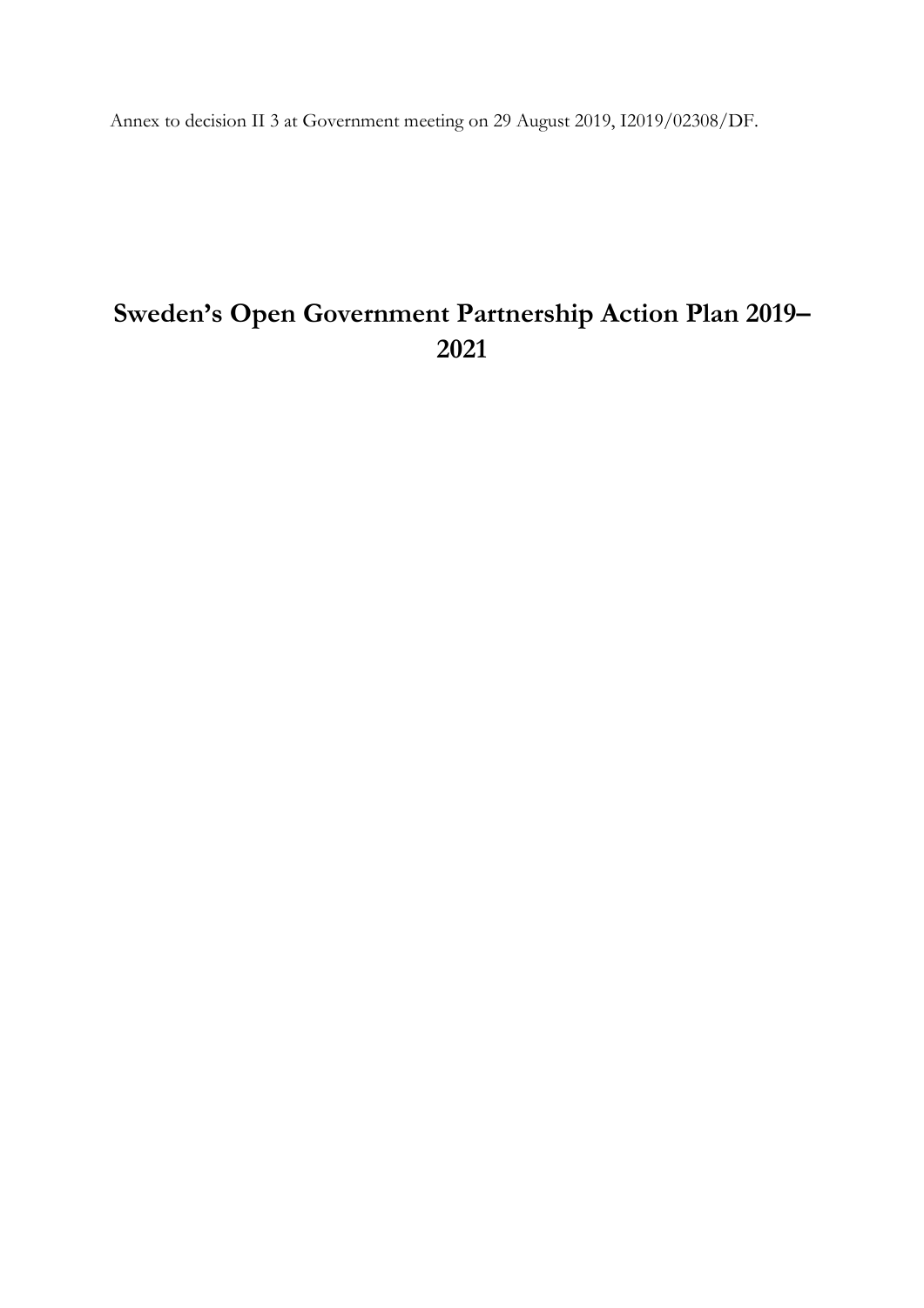Annex to decision II 3 at Government meeting on 29 August 2019, I2019/02308/DF.

# Sweden's Open Government Partnership Action Plan 2019–2021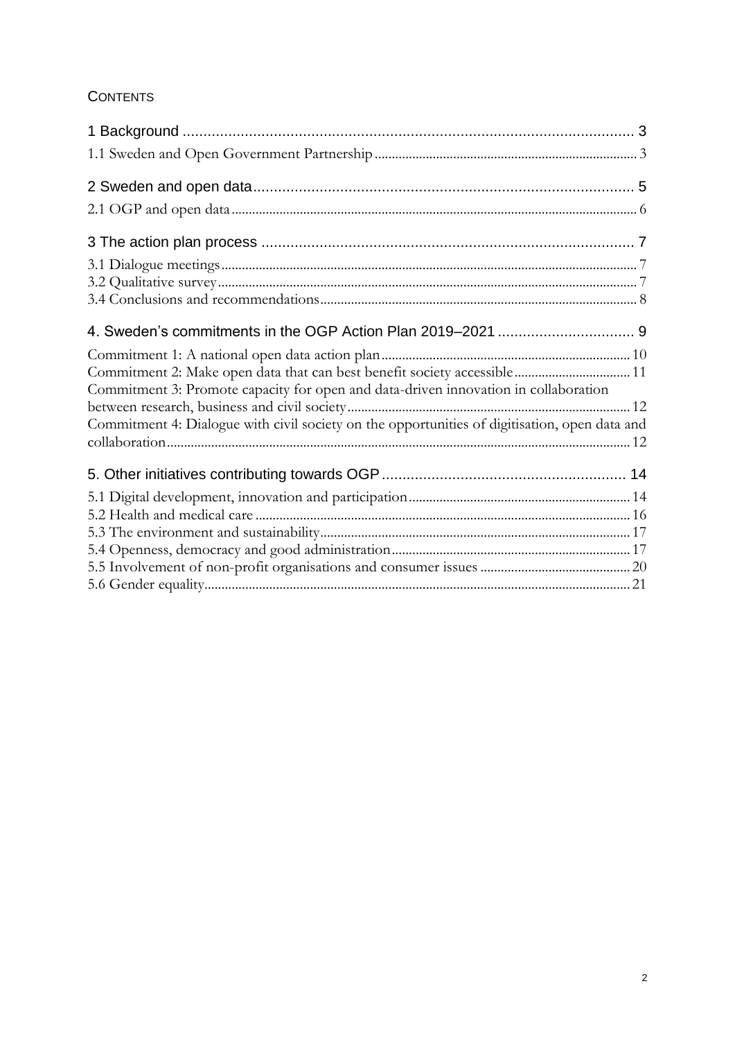## Contents

1 Background ... 3
1.1 Sweden and Open Government Partnership ... 3

2 Sweden and open data ... 5
2.1 OGP and open data ... 6

3 The action plan process ... 7
3.1 Dialogue meetings ... 7
3.2 Qualitative survey ... 7
3.4 Conclusions and recommendations ... 8

4. Sweden's commitments in the OGP Action Plan 2019–2021 ... 9
Commitment 1: A national open data action plan ... 10
Commitment 2: Make open data that can best benefit society accessible ... 11
Commitment 3: Promote capacity for open and data-driven innovation in collaboration between research, business and civil society ... 12
Commitment 4: Dialogue with civil society on the opportunities of digitisation, open data and collaboration ... 12

5. Other initiatives contributing towards OGP ... 14
5.1 Digital development, innovation and participation ... 14
5.2 Health and medical care ... 16
5.3 The environment and sustainability ... 17
5.4 Openness, democracy and good administration ... 17
5.5 Involvement of non-profit organisations and consumer issues ... 20
5.6 Gender equality ... 21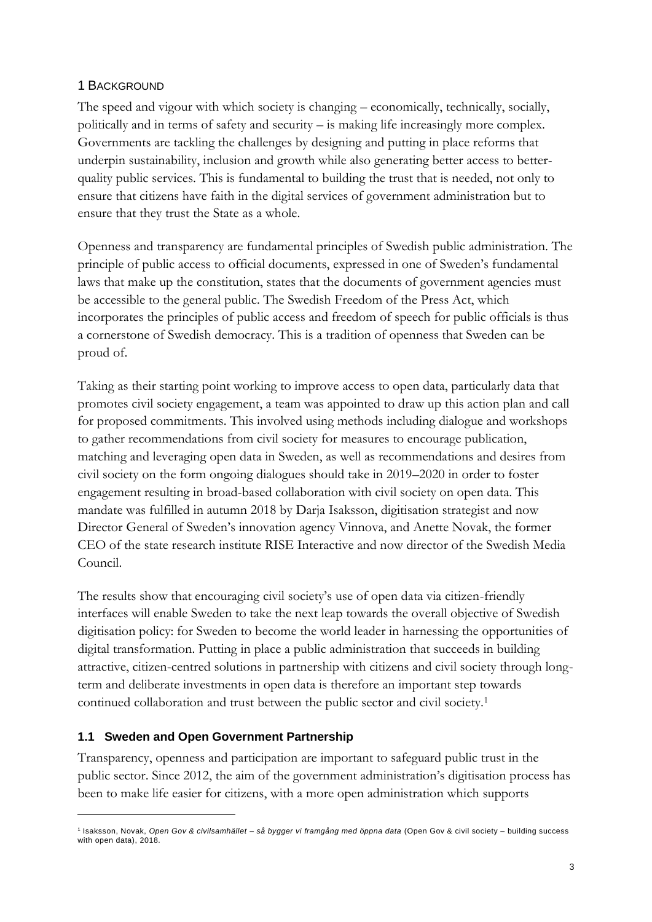# 1 Background

The speed and vigour with which society is changing – economically, technically, socially, politically and in terms of safety and security – is making life increasingly more complex. Governments are tackling the challenges by designing and putting in place reforms that underpin sustainability, inclusion and growth while also generating better access to better-quality public services. This is fundamental to building the trust that is needed, not only to ensure that citizens have faith in the digital services of government administration but to ensure that they trust the State as a whole.

Openness and transparency are fundamental principles of Swedish public administration. The principle of public access to official documents, expressed in one of Sweden's fundamental laws that make up the constitution, states that the documents of government agencies must be accessible to the general public. The Swedish Freedom of the Press Act, which incorporates the principles of public access and freedom of speech for public officials is thus a cornerstone of Swedish democracy. This is a tradition of openness that Sweden can be proud of.

Taking as their starting point working to improve access to open data, particularly data that promotes civil society engagement, a team was appointed to draw up this action plan and call for proposed commitments. This involved using methods including dialogue and workshops to gather recommendations from civil society for measures to encourage publication, matching and leveraging open data in Sweden, as well as recommendations and desires from civil society on the form ongoing dialogues should take in 2019–2020 in order to foster engagement resulting in broad-based collaboration with civil society on open data. This mandate was fulfilled in autumn 2018 by Darja Isaksson, digitisation strategist and now Director General of Sweden's innovation agency Vinnova, and Anette Novak, the former CEO of the state research institute RISE Interactive and now director of the Swedish Media Council.

The results show that encouraging civil society's use of open data via citizen-friendly interfaces will enable Sweden to take the next leap towards the overall objective of Swedish digitisation policy: for Sweden to become the world leader in harnessing the opportunities of digital transformation. Putting in place a public administration that succeeds in building attractive, citizen-centred solutions in partnership with citizens and civil society through long-term and deliberate investments in open data is therefore an important step towards continued collaboration and trust between the public sector and civil society.[1]

## 1.1 Sweden and Open Government Partnership

Transparency, openness and participation are important to safeguard public trust in the public sector. Since 2012, the aim of the government administration's digitisation process has been to make life easier for citizens, with a more open administration which supports

---

[1] Isaksson, Novak, *Open Gov & civilsamhället – så bygger vi framgång med öppna data* (Open Gov & civil society – building success with open data), 2018.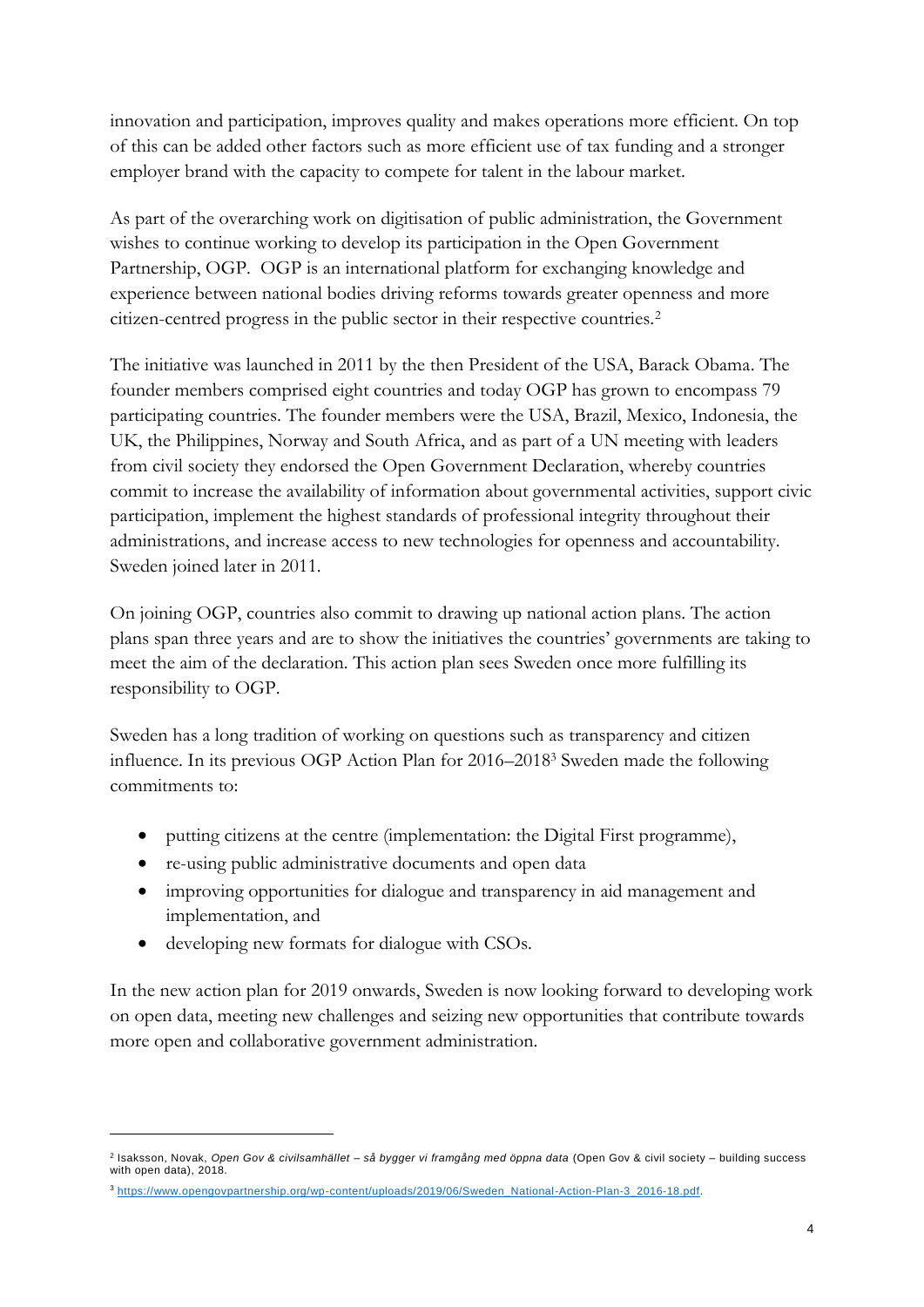innovation and participation, improves quality and makes operations more efficient. On top of this can be added other factors such as more efficient use of tax funding and a stronger employer brand with the capacity to compete for talent in the labour market.

As part of the overarching work on digitisation of public administration, the Government wishes to continue working to develop its participation in the Open Government Partnership, OGP. OGP is an international platform for exchanging knowledge and experience between national bodies driving reforms towards greater openness and more citizen-centred progress in the public sector in their respective countries.[2]

The initiative was launched in 2011 by the then President of the USA, Barack Obama. The founder members comprised eight countries and today OGP has grown to encompass 79 participating countries. The founder members were the USA, Brazil, Mexico, Indonesia, the UK, the Philippines, Norway and South Africa, and as part of a UN meeting with leaders from civil society they endorsed the Open Government Declaration, whereby countries commit to increase the availability of information about governmental activities, support civic participation, implement the highest standards of professional integrity throughout their administrations, and increase access to new technologies for openness and accountability. Sweden joined later in 2011.

On joining OGP, countries also commit to drawing up national action plans. The action plans span three years and are to show the initiatives the countries' governments are taking to meet the aim of the declaration. This action plan sees Sweden once more fulfilling its responsibility to OGP.

Sweden has a long tradition of working on questions such as transparency and citizen influence. In its previous OGP Action Plan for 2016–2018[3] Sweden made the following commitments to:

- putting citizens at the centre (implementation: the Digital First programme),
- re-using public administrative documents and open data
- improving opportunities for dialogue and transparency in aid management and implementation, and
- developing new formats for dialogue with CSOs.

In the new action plan for 2019 onwards, Sweden is now looking forward to developing work on open data, meeting new challenges and seizing new opportunities that contribute towards more open and collaborative government administration.

---

[2] Isaksson, Novak, *Open Gov & civilsamhället – så bygger vi framgång med öppna data* (Open Gov & civil society – building success with open data), 2018.

[3] https://www.opengovpartnership.org/wp-content/uploads/2019/06/Sweden_National-Action-Plan-3_2016-18.pdf.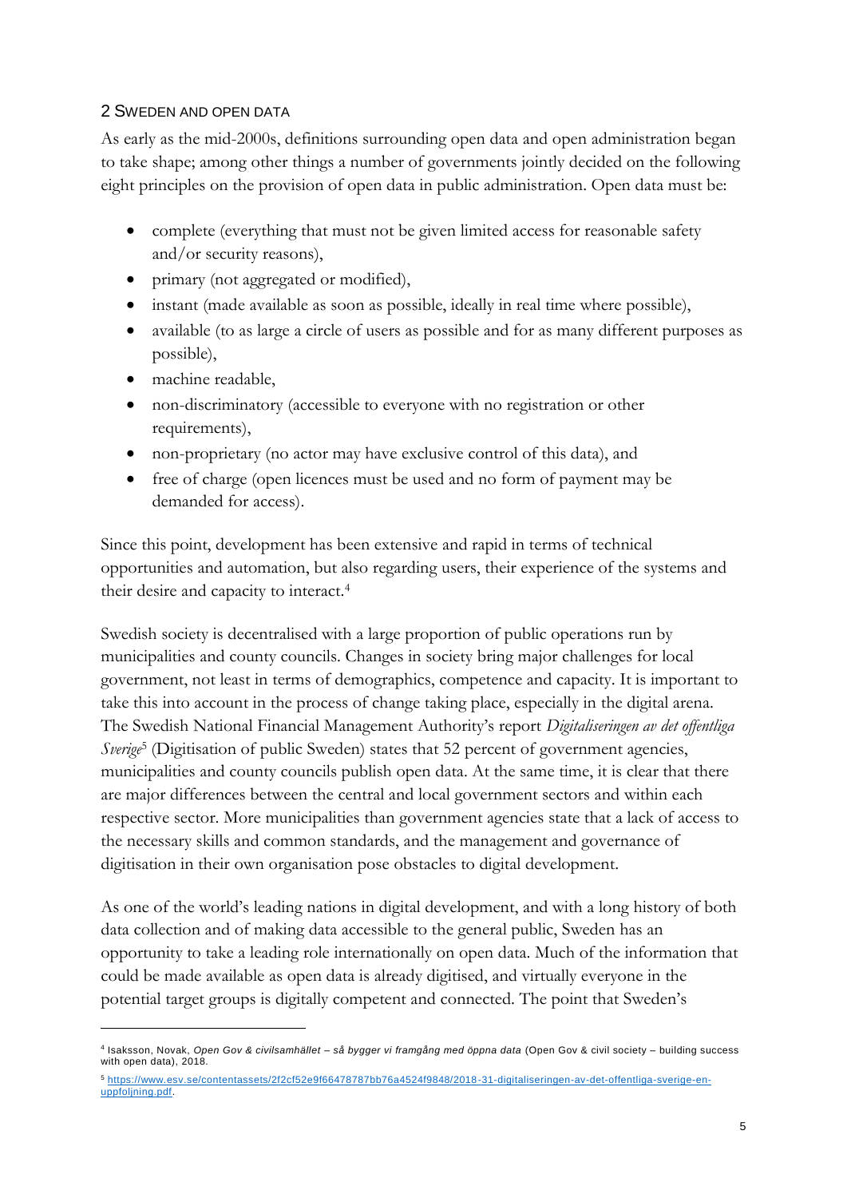## 2 Sweden and open data

As early as the mid-2000s, definitions surrounding open data and open administration began to take shape; among other things a number of governments jointly decided on the following eight principles on the provision of open data in public administration. Open data must be:

- complete (everything that must not be given limited access for reasonable safety and/or security reasons),
- primary (not aggregated or modified),
- instant (made available as soon as possible, ideally in real time where possible),
- available (to as large a circle of users as possible and for as many different purposes as possible),
- machine readable,
- non-discriminatory (accessible to everyone with no registration or other requirements),
- non-proprietary (no actor may have exclusive control of this data), and
- free of charge (open licences must be used and no form of payment may be demanded for access).

Since this point, development has been extensive and rapid in terms of technical opportunities and automation, but also regarding users, their experience of the systems and their desire and capacity to interact.[4]

Swedish society is decentralised with a large proportion of public operations run by municipalities and county councils. Changes in society bring major challenges for local government, not least in terms of demographics, competence and capacity. It is important to take this into account in the process of change taking place, especially in the digital arena. The Swedish National Financial Management Authority's report *Digitaliseringen av det offentliga Sverige*[5] (Digitisation of public Sweden) states that 52 percent of government agencies, municipalities and county councils publish open data. At the same time, it is clear that there are major differences between the central and local government sectors and within each respective sector. More municipalities than government agencies state that a lack of access to the necessary skills and common standards, and the management and governance of digitisation in their own organisation pose obstacles to digital development.

As one of the world's leading nations in digital development, and with a long history of both data collection and of making data accessible to the general public, Sweden has an opportunity to take a leading role internationally on open data. Much of the information that could be made available as open data is already digitised, and virtually everyone in the potential target groups is digitally competent and connected. The point that Sweden's

---

[4] Isaksson, Novak, *Open Gov & civilsamhället – så bygger vi framgång med öppna data* (Open Gov & civil society – building success with open data), 2018.

[5] https://www.esv.se/contentassets/2f2cf52e9f66478787bb76a4524f9848/2018-31-digitaliseringen-av-det-offentliga-sverige-en-uppfoljning.pdf.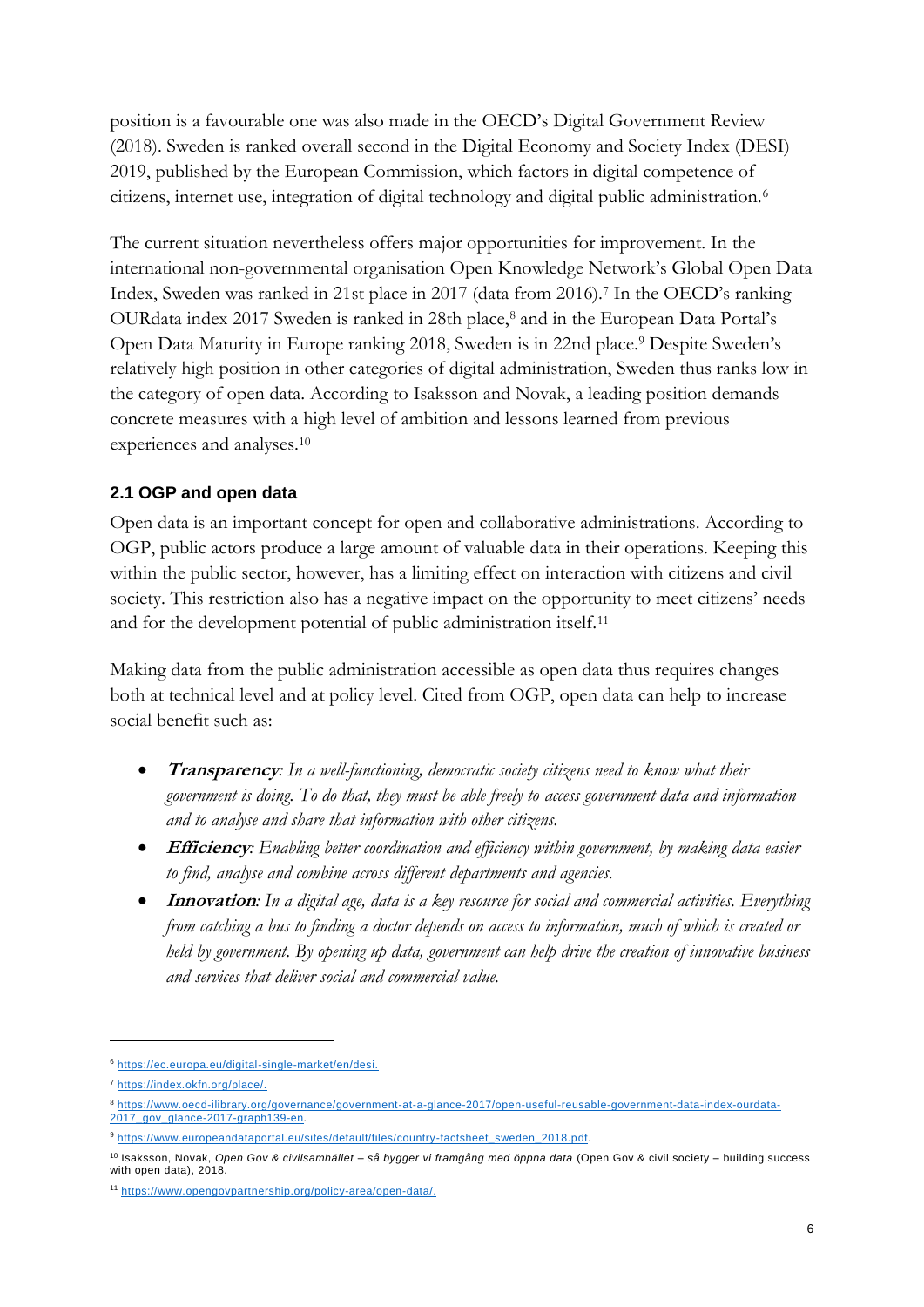position is a favourable one was also made in the OECD's Digital Government Review (2018). Sweden is ranked overall second in the Digital Economy and Society Index (DESI) 2019, published by the European Commission, which factors in digital competence of citizens, internet use, integration of digital technology and digital public administration.[6]

The current situation nevertheless offers major opportunities for improvement. In the international non-governmental organisation Open Knowledge Network's Global Open Data Index, Sweden was ranked in 21st place in 2017 (data from 2016).[7] In the OECD's ranking OURdata index 2017 Sweden is ranked in 28th place,[8] and in the European Data Portal's Open Data Maturity in Europe ranking 2018, Sweden is in 22nd place.[9] Despite Sweden's relatively high position in other categories of digital administration, Sweden thus ranks low in the category of open data. According to Isaksson and Novak, a leading position demands concrete measures with a high level of ambition and lessons learned from previous experiences and analyses.[10]

### 2.1 OGP and open data

Open data is an important concept for open and collaborative administrations. According to OGP, public actors produce a large amount of valuable data in their operations. Keeping this within the public sector, however, has a limiting effect on interaction with citizens and civil society. This restriction also has a negative impact on the opportunity to meet citizens' needs and for the development potential of public administration itself.[11]

Making data from the public administration accessible as open data thus requires changes both at technical level and at policy level. Cited from OGP, open data can help to increase social benefit such as:

- ***Transparency***: *In a well-functioning, democratic society citizens need to know what their government is doing. To do that, they must be able freely to access government data and information and to analyse and share that information with other citizens.*
- ***Efficiency***: *Enabling better coordination and efficiency within government, by making data easier to find, analyse and combine across different departments and agencies.*
- ***Innovation***: *In a digital age, data is a key resource for social and commercial activities. Everything from catching a bus to finding a doctor depends on access to information, much of which is created or held by government. By opening up data, government can help drive the creation of innovative business and services that deliver social and commercial value.*

---

[6] https://ec.europa.eu/digital-single-market/en/desi.

[7] https://index.okfn.org/place/.

[8] https://www.oecd-ilibrary.org/governance/government-at-a-glance-2017/open-useful-reusable-government-data-index-ourdata-2017_gov_glance-2017-graph139-en.

[9] https://www.europeandataportal.eu/sites/default/files/country-factsheet_sweden_2018.pdf.

[10] Isaksson, Novak, *Open Gov & civilsamhället – så bygger vi framgång med öppna data* (Open Gov & civil society – building success with open data), 2018.

[11] https://www.opengovpartnership.org/policy-area/open-data/.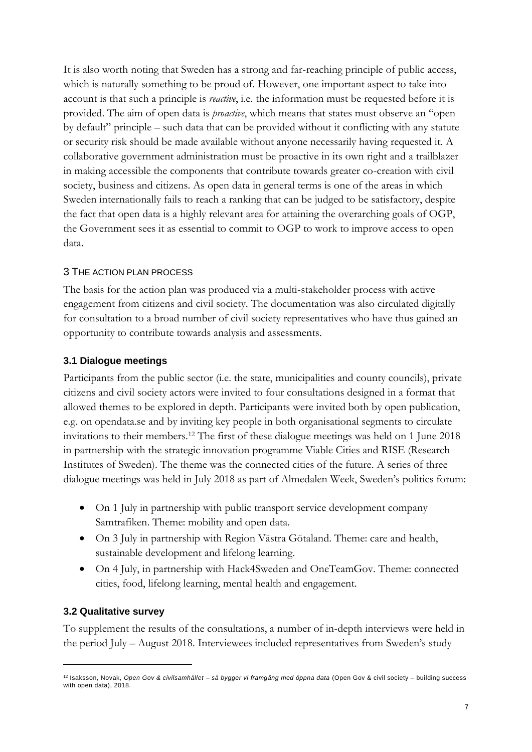It is also worth noting that Sweden has a strong and far-reaching principle of public access, which is naturally something to be proud of. However, one important aspect to take into account is that such a principle is *reactive*, i.e. the information must be requested before it is provided. The aim of open data is *proactive*, which means that states must observe an "open by default" principle – such data that can be provided without it conflicting with any statute or security risk should be made available without anyone necessarily having requested it. A collaborative government administration must be proactive in its own right and a trailblazer in making accessible the components that contribute towards greater co-creation with civil society, business and citizens. As open data in general terms is one of the areas in which Sweden internationally fails to reach a ranking that can be judged to be satisfactory, despite the fact that open data is a highly relevant area for attaining the overarching goals of OGP, the Government sees it as essential to commit to OGP to work to improve access to open data.

## 3 THE ACTION PLAN PROCESS

The basis for the action plan was produced via a multi-stakeholder process with active engagement from citizens and civil society. The documentation was also circulated digitally for consultation to a broad number of civil society representatives who have thus gained an opportunity to contribute towards analysis and assessments.

### 3.1 Dialogue meetings

Participants from the public sector (i.e. the state, municipalities and county councils), private citizens and civil society actors were invited to four consultations designed in a format that allowed themes to be explored in depth. Participants were invited both by open publication, e.g. on opendata.se and by inviting key people in both organisational segments to circulate invitations to their members.[12] The first of these dialogue meetings was held on 1 June 2018 in partnership with the strategic innovation programme Viable Cities and RISE (Research Institutes of Sweden). The theme was the connected cities of the future. A series of three dialogue meetings was held in July 2018 as part of Almedalen Week, Sweden's politics forum:

- On 1 July in partnership with public transport service development company Samtrafiken. Theme: mobility and open data.
- On 3 July in partnership with Region Västra Götaland. Theme: care and health, sustainable development and lifelong learning.
- On 4 July, in partnership with Hack4Sweden and OneTeamGov. Theme: connected cities, food, lifelong learning, mental health and engagement.

### 3.2 Qualitative survey

To supplement the results of the consultations, a number of in-depth interviews were held in the period July – August 2018. Interviewees included representatives from Sweden's study

[12] Isaksson, Novak, *Open Gov & civilsamhället – så bygger vi framgång med öppna data* (Open Gov & civil society – building success with open data), 2018.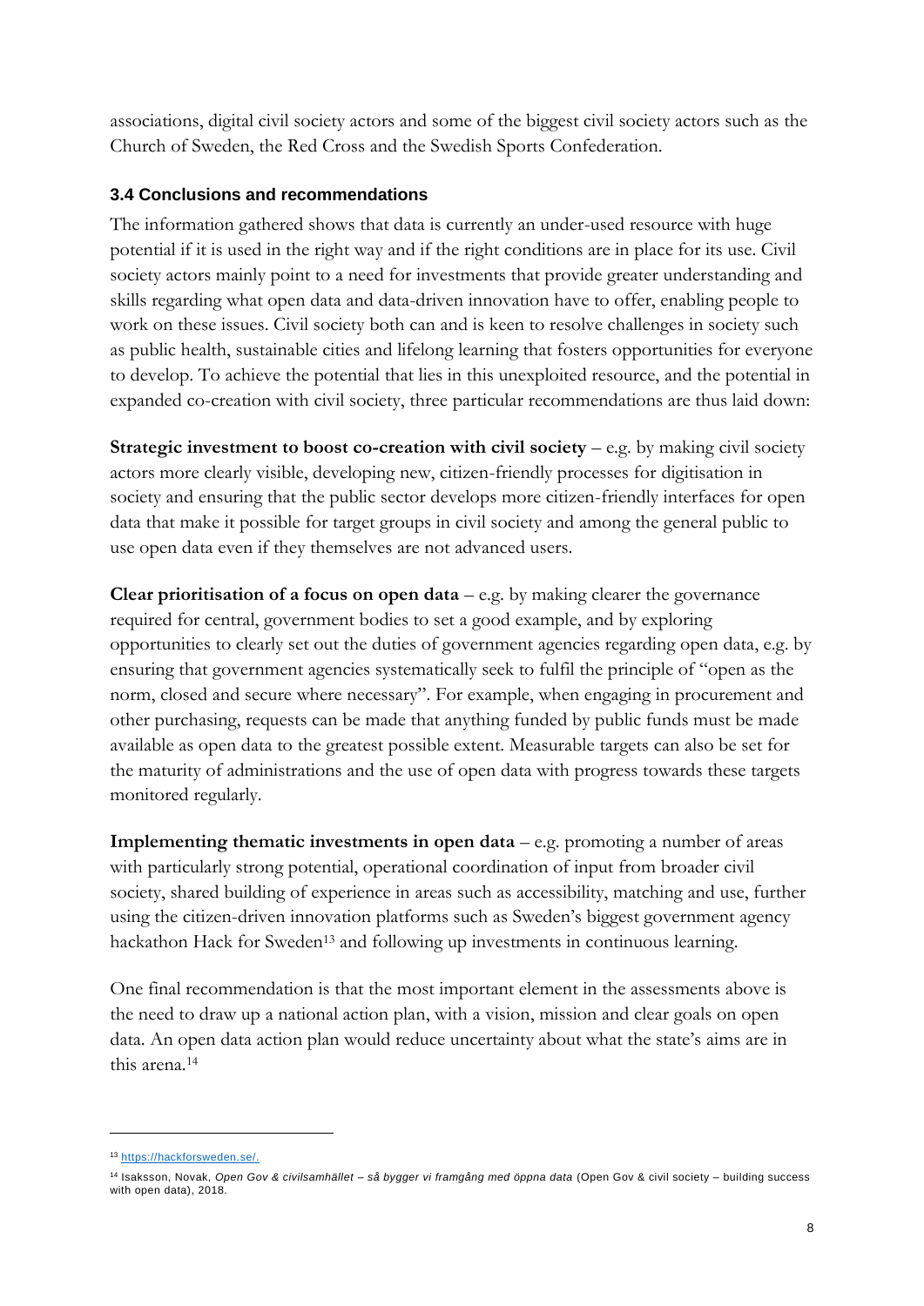associations, digital civil society actors and some of the biggest civil society actors such as the Church of Sweden, the Red Cross and the Swedish Sports Confederation.

### 3.4 Conclusions and recommendations

The information gathered shows that data is currently an under-used resource with huge potential if it is used in the right way and if the right conditions are in place for its use. Civil society actors mainly point to a need for investments that provide greater understanding and skills regarding what open data and data-driven innovation have to offer, enabling people to work on these issues. Civil society both can and is keen to resolve challenges in society such as public health, sustainable cities and lifelong learning that fosters opportunities for everyone to develop. To achieve the potential that lies in this unexploited resource, and the potential in expanded co-creation with civil society, three particular recommendations are thus laid down:

**Strategic investment to boost co-creation with civil society** – e.g. by making civil society actors more clearly visible, developing new, citizen-friendly processes for digitisation in society and ensuring that the public sector develops more citizen-friendly interfaces for open data that make it possible for target groups in civil society and among the general public to use open data even if they themselves are not advanced users.

**Clear prioritisation of a focus on open data** – e.g. by making clearer the governance required for central, government bodies to set a good example, and by exploring opportunities to clearly set out the duties of government agencies regarding open data, e.g. by ensuring that government agencies systematically seek to fulfil the principle of "open as the norm, closed and secure where necessary". For example, when engaging in procurement and other purchasing, requests can be made that anything funded by public funds must be made available as open data to the greatest possible extent. Measurable targets can also be set for the maturity of administrations and the use of open data with progress towards these targets monitored regularly.

**Implementing thematic investments in open data** – e.g. promoting a number of areas with particularly strong potential, operational coordination of input from broader civil society, shared building of experience in areas such as accessibility, matching and use, further using the citizen-driven innovation platforms such as Sweden's biggest government agency hackathon Hack for Sweden[13] and following up investments in continuous learning.

One final recommendation is that the most important element in the assessments above is the need to draw up a national action plan, with a vision, mission and clear goals on open data. An open data action plan would reduce uncertainty about what the state's aims are in this arena.[14]

---

[13] https://hackforsweden.se/.

[14] Isaksson, Novak, *Open Gov & civilsamhället – så bygger vi framgång med öppna data* (Open Gov & civil society – building success with open data), 2018.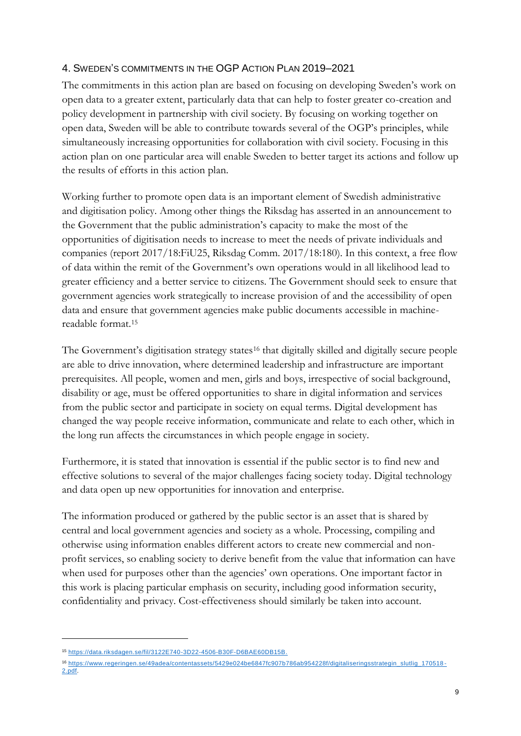## 4. Sweden's commitments in the OGP Action Plan 2019–2021

The commitments in this action plan are based on focusing on developing Sweden's work on open data to a greater extent, particularly data that can help to foster greater co-creation and policy development in partnership with civil society. By focusing on working together on open data, Sweden will be able to contribute towards several of the OGP's principles, while simultaneously increasing opportunities for collaboration with civil society. Focusing in this action plan on one particular area will enable Sweden to better target its actions and follow up the results of efforts in this action plan.

Working further to promote open data is an important element of Swedish administrative and digitisation policy. Among other things the Riksdag has asserted in an announcement to the Government that the public administration's capacity to make the most of the opportunities of digitisation needs to increase to meet the needs of private individuals and companies (report 2017/18:FiU25, Riksdag Comm. 2017/18:180). In this context, a free flow of data within the remit of the Government's own operations would in all likelihood lead to greater efficiency and a better service to citizens. The Government should seek to ensure that government agencies work strategically to increase provision of and the accessibility of open data and ensure that government agencies make public documents accessible in machine-readable format.[15]

The Government's digitisation strategy states[16] that digitally skilled and digitally secure people are able to drive innovation, where determined leadership and infrastructure are important prerequisites. All people, women and men, girls and boys, irrespective of social background, disability or age, must be offered opportunities to share in digital information and services from the public sector and participate in society on equal terms. Digital development has changed the way people receive information, communicate and relate to each other, which in the long run affects the circumstances in which people engage in society.

Furthermore, it is stated that innovation is essential if the public sector is to find new and effective solutions to several of the major challenges facing society today. Digital technology and data open up new opportunities for innovation and enterprise.

The information produced or gathered by the public sector is an asset that is shared by central and local government agencies and society as a whole. Processing, compiling and otherwise using information enables different actors to create new commercial and non-profit services, so enabling society to derive benefit from the value that information can have when used for purposes other than the agencies' own operations. One important factor in this work is placing particular emphasis on security, including good information security, confidentiality and privacy. Cost-effectiveness should similarly be taken into account.

---

[15] https://data.riksdagen.se/fil/3122E740-3D22-4506-B30F-D6BAE60DB15B.

[16] https://www.regeringen.se/49adea/contentassets/5429e024be6847fc907b786ab954228f/digitaliseringsstrategin_slutlig_170518-2.pdf.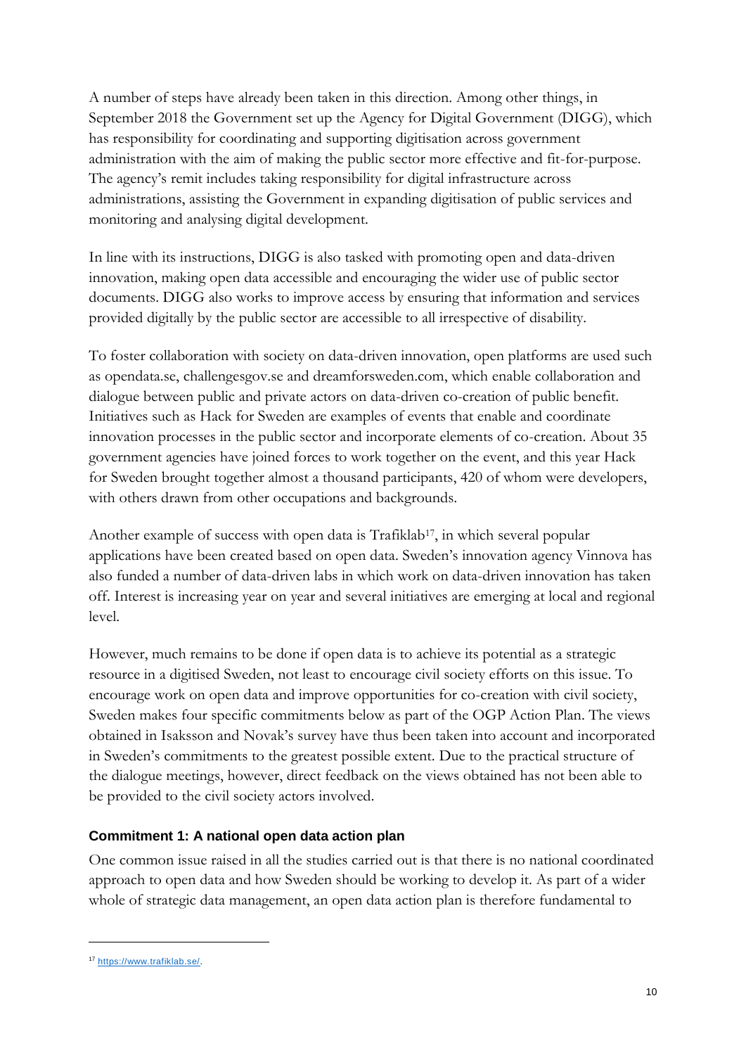A number of steps have already been taken in this direction. Among other things, in September 2018 the Government set up the Agency for Digital Government (DIGG), which has responsibility for coordinating and supporting digitisation across government administration with the aim of making the public sector more effective and fit-for-purpose. The agency's remit includes taking responsibility for digital infrastructure across administrations, assisting the Government in expanding digitisation of public services and monitoring and analysing digital development.

In line with its instructions, DIGG is also tasked with promoting open and data-driven innovation, making open data accessible and encouraging the wider use of public sector documents. DIGG also works to improve access by ensuring that information and services provided digitally by the public sector are accessible to all irrespective of disability.

To foster collaboration with society on data-driven innovation, open platforms are used such as opendata.se, challengesgov.se and dreamforsweden.com, which enable collaboration and dialogue between public and private actors on data-driven co-creation of public benefit. Initiatives such as Hack for Sweden are examples of events that enable and coordinate innovation processes in the public sector and incorporate elements of co-creation. About 35 government agencies have joined forces to work together on the event, and this year Hack for Sweden brought together almost a thousand participants, 420 of whom were developers, with others drawn from other occupations and backgrounds.

Another example of success with open data is Trafiklab[17], in which several popular applications have been created based on open data. Sweden's innovation agency Vinnova has also funded a number of data-driven labs in which work on data-driven innovation has taken off. Interest is increasing year on year and several initiatives are emerging at local and regional level.

However, much remains to be done if open data is to achieve its potential as a strategic resource in a digitised Sweden, not least to encourage civil society efforts on this issue. To encourage work on open data and improve opportunities for co-creation with civil society, Sweden makes four specific commitments below as part of the OGP Action Plan. The views obtained in Isaksson and Novak's survey have thus been taken into account and incorporated in Sweden's commitments to the greatest possible extent. Due to the practical structure of the dialogue meetings, however, direct feedback on the views obtained has not been able to be provided to the civil society actors involved.

### Commitment 1: A national open data action plan

One common issue raised in all the studies carried out is that there is no national coordinated approach to open data and how Sweden should be working to develop it. As part of a wider whole of strategic data management, an open data action plan is therefore fundamental to

---

[17] https://www.trafiklab.se/.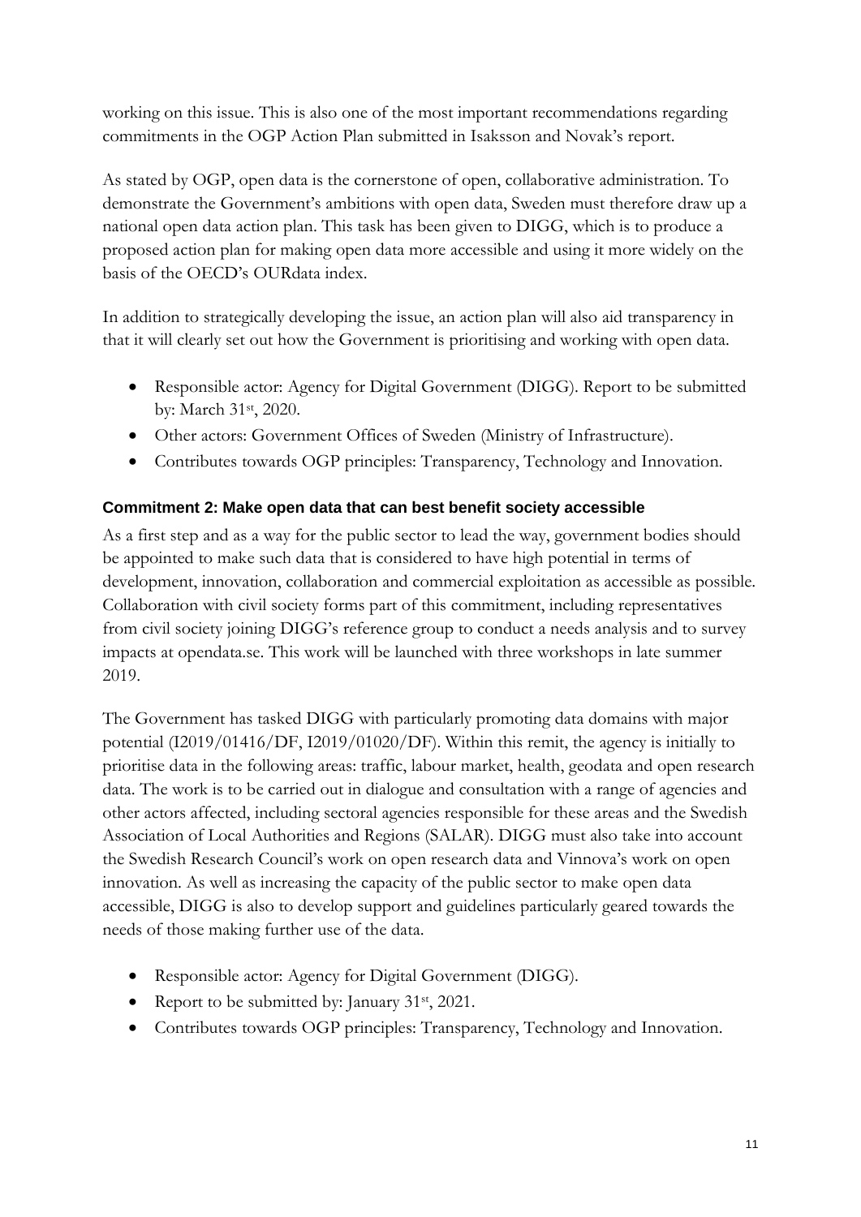working on this issue. This is also one of the most important recommendations regarding commitments in the OGP Action Plan submitted in Isaksson and Novak's report.

As stated by OGP, open data is the cornerstone of open, collaborative administration. To demonstrate the Government's ambitions with open data, Sweden must therefore draw up a national open data action plan. This task has been given to DIGG, which is to produce a proposed action plan for making open data more accessible and using it more widely on the basis of the OECD's OURdata index.

In addition to strategically developing the issue, an action plan will also aid transparency in that it will clearly set out how the Government is prioritising and working with open data.

- Responsible actor: Agency for Digital Government (DIGG). Report to be submitted by: March 31st, 2020.
- Other actors: Government Offices of Sweden (Ministry of Infrastructure).
- Contributes towards OGP principles: Transparency, Technology and Innovation.

### Commitment 2: Make open data that can best benefit society accessible

As a first step and as a way for the public sector to lead the way, government bodies should be appointed to make such data that is considered to have high potential in terms of development, innovation, collaboration and commercial exploitation as accessible as possible. Collaboration with civil society forms part of this commitment, including representatives from civil society joining DIGG's reference group to conduct a needs analysis and to survey impacts at opendata.se. This work will be launched with three workshops in late summer 2019.

The Government has tasked DIGG with particularly promoting data domains with major potential (I2019/01416/DF, I2019/01020/DF). Within this remit, the agency is initially to prioritise data in the following areas: traffic, labour market, health, geodata and open research data. The work is to be carried out in dialogue and consultation with a range of agencies and other actors affected, including sectoral agencies responsible for these areas and the Swedish Association of Local Authorities and Regions (SALAR). DIGG must also take into account the Swedish Research Council's work on open research data and Vinnova's work on open innovation. As well as increasing the capacity of the public sector to make open data accessible, DIGG is also to develop support and guidelines particularly geared towards the needs of those making further use of the data.

- Responsible actor: Agency for Digital Government (DIGG).
- Report to be submitted by: January 31st, 2021.
- Contributes towards OGP principles: Transparency, Technology and Innovation.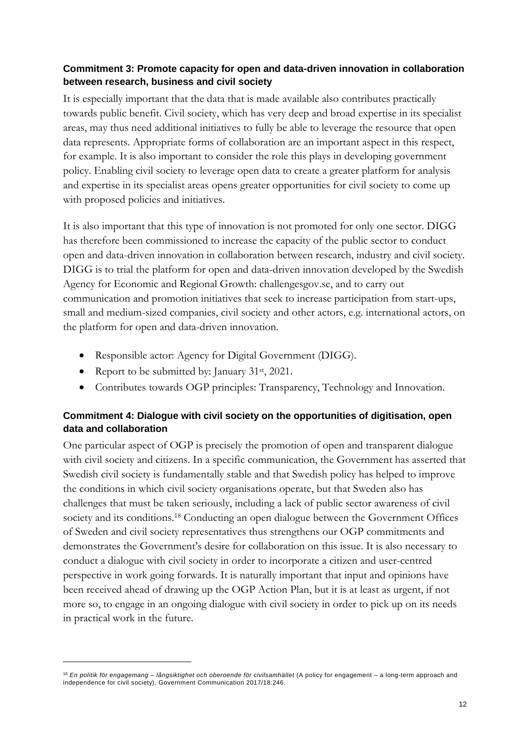### Commitment 3: Promote capacity for open and data-driven innovation in collaboration between research, business and civil society

It is especially important that the data that is made available also contributes practically towards public benefit. Civil society, which has very deep and broad expertise in its specialist areas, may thus need additional initiatives to fully be able to leverage the resource that open data represents. Appropriate forms of collaboration are an important aspect in this respect, for example. It is also important to consider the role this plays in developing government policy. Enabling civil society to leverage open data to create a greater platform for analysis and expertise in its specialist areas opens greater opportunities for civil society to come up with proposed policies and initiatives.

It is also important that this type of innovation is not promoted for only one sector. DIGG has therefore been commissioned to increase the capacity of the public sector to conduct open and data-driven innovation in collaboration between research, industry and civil society. DIGG is to trial the platform for open and data-driven innovation developed by the Swedish Agency for Economic and Regional Growth: challengesgov.se, and to carry out communication and promotion initiatives that seek to increase participation from start-ups, small and medium-sized companies, civil society and other actors, e.g. international actors, on the platform for open and data-driven innovation.

- Responsible actor: Agency for Digital Government (DIGG).
- Report to be submitted by: January 31st, 2021.
- Contributes towards OGP principles: Transparency, Technology and Innovation.

### Commitment 4: Dialogue with civil society on the opportunities of digitisation, open data and collaboration

One particular aspect of OGP is precisely the promotion of open and transparent dialogue with civil society and citizens. In a specific communication, the Government has asserted that Swedish civil society is fundamentally stable and that Swedish policy has helped to improve the conditions in which civil society organisations operate, but that Sweden also has challenges that must be taken seriously, including a lack of public sector awareness of civil society and its conditions.[18] Conducting an open dialogue between the Government Offices of Sweden and civil society representatives thus strengthens our OGP commitments and demonstrates the Government's desire for collaboration on this issue. It is also necessary to conduct a dialogue with civil society in order to incorporate a citizen and user-centred perspective in work going forwards. It is naturally important that input and opinions have been received ahead of drawing up the OGP Action Plan, but it is at least as urgent, if not more so, to engage in an ongoing dialogue with civil society in order to pick up on its needs in practical work in the future.

---

[18] *En politik för engagemang – långsiktighet och oberoende för civilsamhället* (A policy for engagement – a long-term approach and independence for civil society), Government Communication 2017/18:246.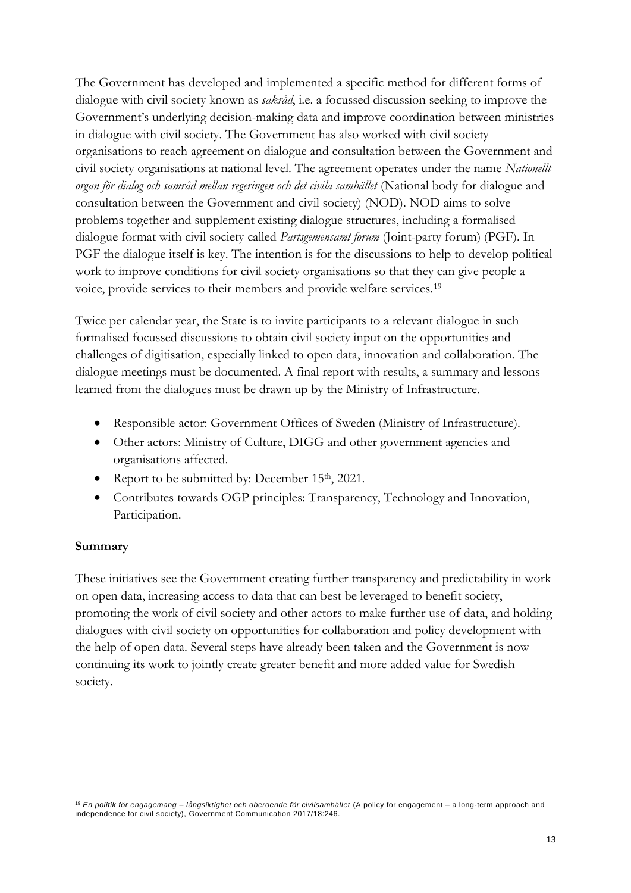The Government has developed and implemented a specific method for different forms of dialogue with civil society known as *sakråd*, i.e. a focussed discussion seeking to improve the Government's underlying decision-making data and improve coordination between ministries in dialogue with civil society. The Government has also worked with civil society organisations to reach agreement on dialogue and consultation between the Government and civil society organisations at national level. The agreement operates under the name *Nationellt organ för dialog och samråd mellan regeringen och det civila samhället* (National body for dialogue and consultation between the Government and civil society) (NOD). NOD aims to solve problems together and supplement existing dialogue structures, including a formalised dialogue format with civil society called *Partsgemensamt forum* (Joint-party forum) (PGF). In PGF the dialogue itself is key. The intention is for the discussions to help to develop political work to improve conditions for civil society organisations so that they can give people a voice, provide services to their members and provide welfare services.[19]

Twice per calendar year, the State is to invite participants to a relevant dialogue in such formalised focussed discussions to obtain civil society input on the opportunities and challenges of digitisation, especially linked to open data, innovation and collaboration. The dialogue meetings must be documented. A final report with results, a summary and lessons learned from the dialogues must be drawn up by the Ministry of Infrastructure.

- Responsible actor: Government Offices of Sweden (Ministry of Infrastructure).
- Other actors: Ministry of Culture, DIGG and other government agencies and organisations affected.
- Report to be submitted by: December 15th, 2021.
- Contributes towards OGP principles: Transparency, Technology and Innovation, Participation.

**Summary**

These initiatives see the Government creating further transparency and predictability in work on open data, increasing access to data that can best be leveraged to benefit society, promoting the work of civil society and other actors to make further use of data, and holding dialogues with civil society on opportunities for collaboration and policy development with the help of open data. Several steps have already been taken and the Government is now continuing its work to jointly create greater benefit and more added value for Swedish society.

---

[19] *En politik för engagemang – långsiktighet och oberoende för civilsamhället* (A policy for engagement – a long-term approach and independence for civil society), Government Communication 2017/18:246.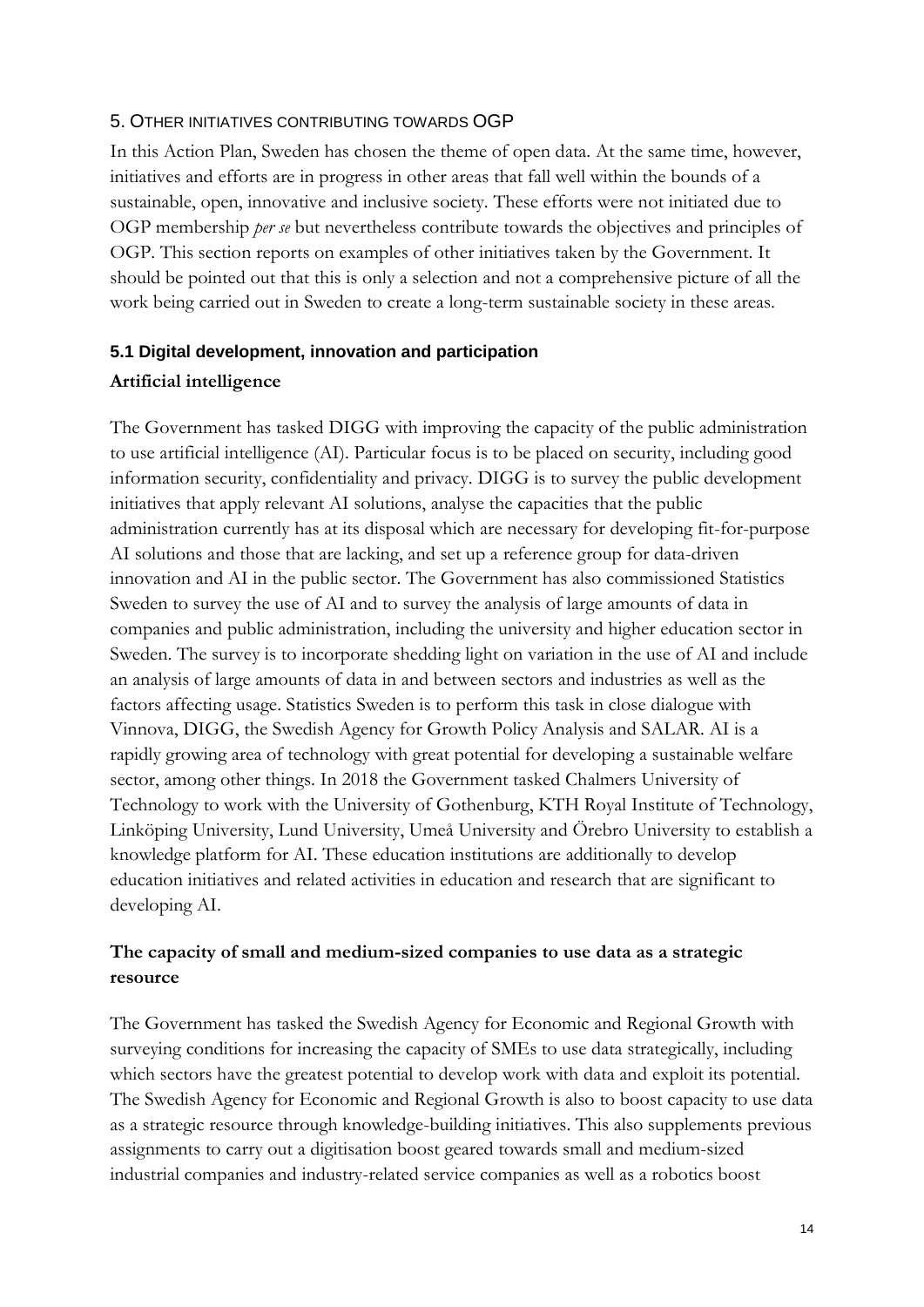## 5. Other initiatives contributing towards OGP

In this Action Plan, Sweden has chosen the theme of open data. At the same time, however, initiatives and efforts are in progress in other areas that fall well within the bounds of a sustainable, open, innovative and inclusive society. These efforts were not initiated due to OGP membership *per se* but nevertheless contribute towards the objectives and principles of OGP. This section reports on examples of other initiatives taken by the Government. It should be pointed out that this is only a selection and not a comprehensive picture of all the work being carried out in Sweden to create a long-term sustainable society in these areas.

### 5.1 Digital development, innovation and participation

#### Artificial intelligence

The Government has tasked DIGG with improving the capacity of the public administration to use artificial intelligence (AI). Particular focus is to be placed on security, including good information security, confidentiality and privacy. DIGG is to survey the public development initiatives that apply relevant AI solutions, analyse the capacities that the public administration currently has at its disposal which are necessary for developing fit-for-purpose AI solutions and those that are lacking, and set up a reference group for data-driven innovation and AI in the public sector. The Government has also commissioned Statistics Sweden to survey the use of AI and to survey the analysis of large amounts of data in companies and public administration, including the university and higher education sector in Sweden. The survey is to incorporate shedding light on variation in the use of AI and include an analysis of large amounts of data in and between sectors and industries as well as the factors affecting usage. Statistics Sweden is to perform this task in close dialogue with Vinnova, DIGG, the Swedish Agency for Growth Policy Analysis and SALAR. AI is a rapidly growing area of technology with great potential for developing a sustainable welfare sector, among other things. In 2018 the Government tasked Chalmers University of Technology to work with the University of Gothenburg, KTH Royal Institute of Technology, Linköping University, Lund University, Umeå University and Örebro University to establish a knowledge platform for AI. These education institutions are additionally to develop education initiatives and related activities in education and research that are significant to developing AI.

#### The capacity of small and medium-sized companies to use data as a strategic resource

The Government has tasked the Swedish Agency for Economic and Regional Growth with surveying conditions for increasing the capacity of SMEs to use data strategically, including which sectors have the greatest potential to develop work with data and exploit its potential. The Swedish Agency for Economic and Regional Growth is also to boost capacity to use data as a strategic resource through knowledge-building initiatives. This also supplements previous assignments to carry out a digitisation boost geared towards small and medium-sized industrial companies and industry-related service companies as well as a robotics boost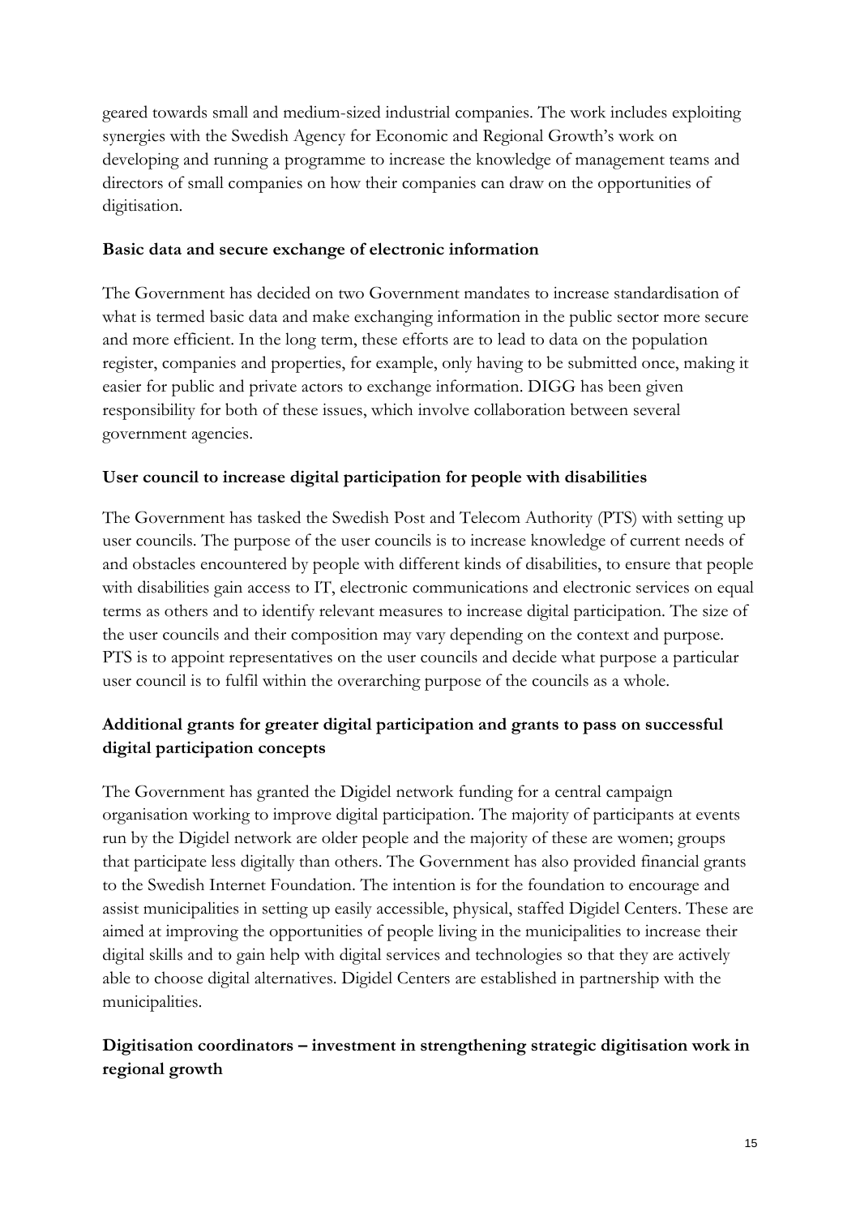geared towards small and medium-sized industrial companies. The work includes exploiting synergies with the Swedish Agency for Economic and Regional Growth's work on developing and running a programme to increase the knowledge of management teams and directors of small companies on how their companies can draw on the opportunities of digitisation.

**Basic data and secure exchange of electronic information**

The Government has decided on two Government mandates to increase standardisation of what is termed basic data and make exchanging information in the public sector more secure and more efficient. In the long term, these efforts are to lead to data on the population register, companies and properties, for example, only having to be submitted once, making it easier for public and private actors to exchange information. DIGG has been given responsibility for both of these issues, which involve collaboration between several government agencies.

**User council to increase digital participation for people with disabilities**

The Government has tasked the Swedish Post and Telecom Authority (PTS) with setting up user councils. The purpose of the user councils is to increase knowledge of current needs of and obstacles encountered by people with different kinds of disabilities, to ensure that people with disabilities gain access to IT, electronic communications and electronic services on equal terms as others and to identify relevant measures to increase digital participation. The size of the user councils and their composition may vary depending on the context and purpose. PTS is to appoint representatives on the user councils and decide what purpose a particular user council is to fulfil within the overarching purpose of the councils as a whole.

**Additional grants for greater digital participation and grants to pass on successful digital participation concepts**

The Government has granted the Digidel network funding for a central campaign organisation working to improve digital participation. The majority of participants at events run by the Digidel network are older people and the majority of these are women; groups that participate less digitally than others. The Government has also provided financial grants to the Swedish Internet Foundation. The intention is for the foundation to encourage and assist municipalities in setting up easily accessible, physical, staffed Digidel Centers. These are aimed at improving the opportunities of people living in the municipalities to increase their digital skills and to gain help with digital services and technologies so that they are actively able to choose digital alternatives. Digidel Centers are established in partnership with the municipalities.

**Digitisation coordinators – investment in strengthening strategic digitisation work in regional growth**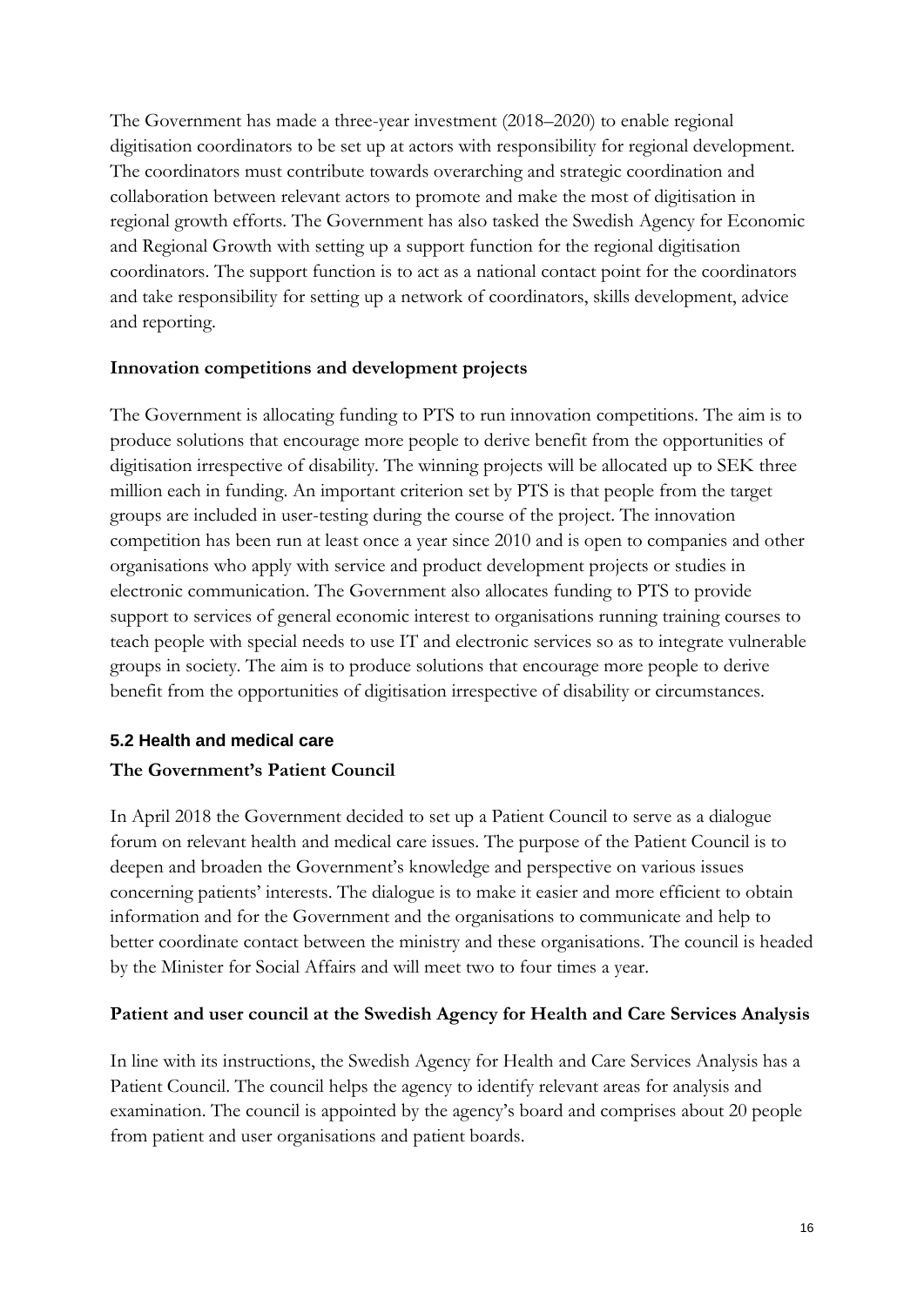The Government has made a three-year investment (2018–2020) to enable regional digitisation coordinators to be set up at actors with responsibility for regional development. The coordinators must contribute towards overarching and strategic coordination and collaboration between relevant actors to promote and make the most of digitisation in regional growth efforts. The Government has also tasked the Swedish Agency for Economic and Regional Growth with setting up a support function for the regional digitisation coordinators. The support function is to act as a national contact point for the coordinators and take responsibility for setting up a network of coordinators, skills development, advice and reporting.

**Innovation competitions and development projects**

The Government is allocating funding to PTS to run innovation competitions. The aim is to produce solutions that encourage more people to derive benefit from the opportunities of digitisation irrespective of disability. The winning projects will be allocated up to SEK three million each in funding. An important criterion set by PTS is that people from the target groups are included in user-testing during the course of the project. The innovation competition has been run at least once a year since 2010 and is open to companies and other organisations who apply with service and product development projects or studies in electronic communication. The Government also allocates funding to PTS to provide support to services of general economic interest to organisations running training courses to teach people with special needs to use IT and electronic services so as to integrate vulnerable groups in society. The aim is to produce solutions that encourage more people to derive benefit from the opportunities of digitisation irrespective of disability or circumstances.

### 5.2 Health and medical care

**The Government's Patient Council**

In April 2018 the Government decided to set up a Patient Council to serve as a dialogue forum on relevant health and medical care issues. The purpose of the Patient Council is to deepen and broaden the Government's knowledge and perspective on various issues concerning patients' interests. The dialogue is to make it easier and more efficient to obtain information and for the Government and the organisations to communicate and help to better coordinate contact between the ministry and these organisations. The council is headed by the Minister for Social Affairs and will meet two to four times a year.

**Patient and user council at the Swedish Agency for Health and Care Services Analysis**

In line with its instructions, the Swedish Agency for Health and Care Services Analysis has a Patient Council. The council helps the agency to identify relevant areas for analysis and examination. The council is appointed by the agency's board and comprises about 20 people from patient and user organisations and patient boards.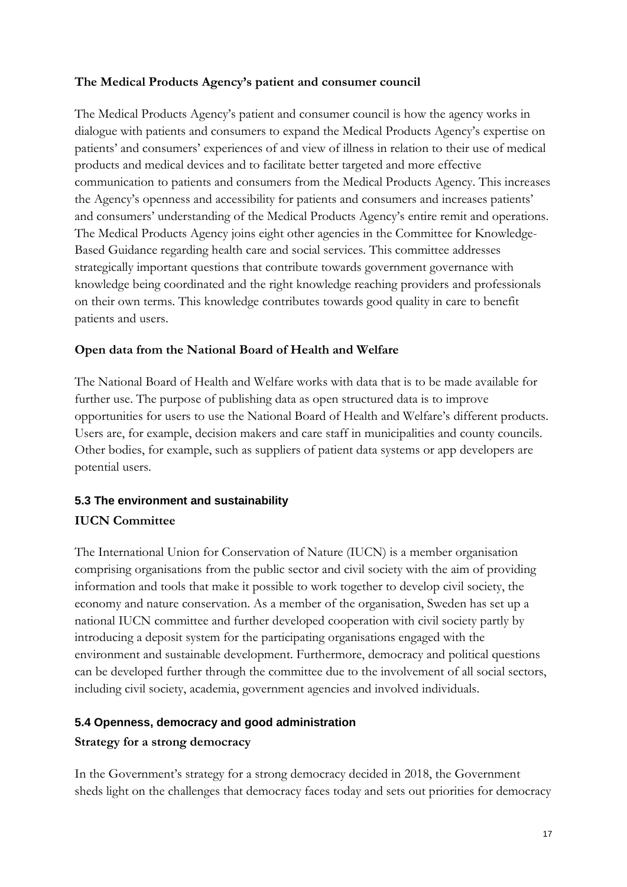**The Medical Products Agency's patient and consumer council**

The Medical Products Agency's patient and consumer council is how the agency works in dialogue with patients and consumers to expand the Medical Products Agency's expertise on patients' and consumers' experiences of and view of illness in relation to their use of medical products and medical devices and to facilitate better targeted and more effective communication to patients and consumers from the Medical Products Agency. This increases the Agency's openness and accessibility for patients and consumers and increases patients' and consumers' understanding of the Medical Products Agency's entire remit and operations. The Medical Products Agency joins eight other agencies in the Committee for Knowledge-Based Guidance regarding health care and social services. This committee addresses strategically important questions that contribute towards government governance with knowledge being coordinated and the right knowledge reaching providers and professionals on their own terms. This knowledge contributes towards good quality in care to benefit patients and users.

**Open data from the National Board of Health and Welfare**

The National Board of Health and Welfare works with data that is to be made available for further use. The purpose of publishing data as open structured data is to improve opportunities for users to use the National Board of Health and Welfare's different products. Users are, for example, decision makers and care staff in municipalities and county councils. Other bodies, for example, such as suppliers of patient data systems or app developers are potential users.

### 5.3 The environment and sustainability

**IUCN Committee**

The International Union for Conservation of Nature (IUCN) is a member organisation comprising organisations from the public sector and civil society with the aim of providing information and tools that make it possible to work together to develop civil society, the economy and nature conservation. As a member of the organisation, Sweden has set up a national IUCN committee and further developed cooperation with civil society partly by introducing a deposit system for the participating organisations engaged with the environment and sustainable development. Furthermore, democracy and political questions can be developed further through the committee due to the involvement of all social sectors, including civil society, academia, government agencies and involved individuals.

### 5.4 Openness, democracy and good administration

**Strategy for a strong democracy**

In the Government's strategy for a strong democracy decided in 2018, the Government sheds light on the challenges that democracy faces today and sets out priorities for democracy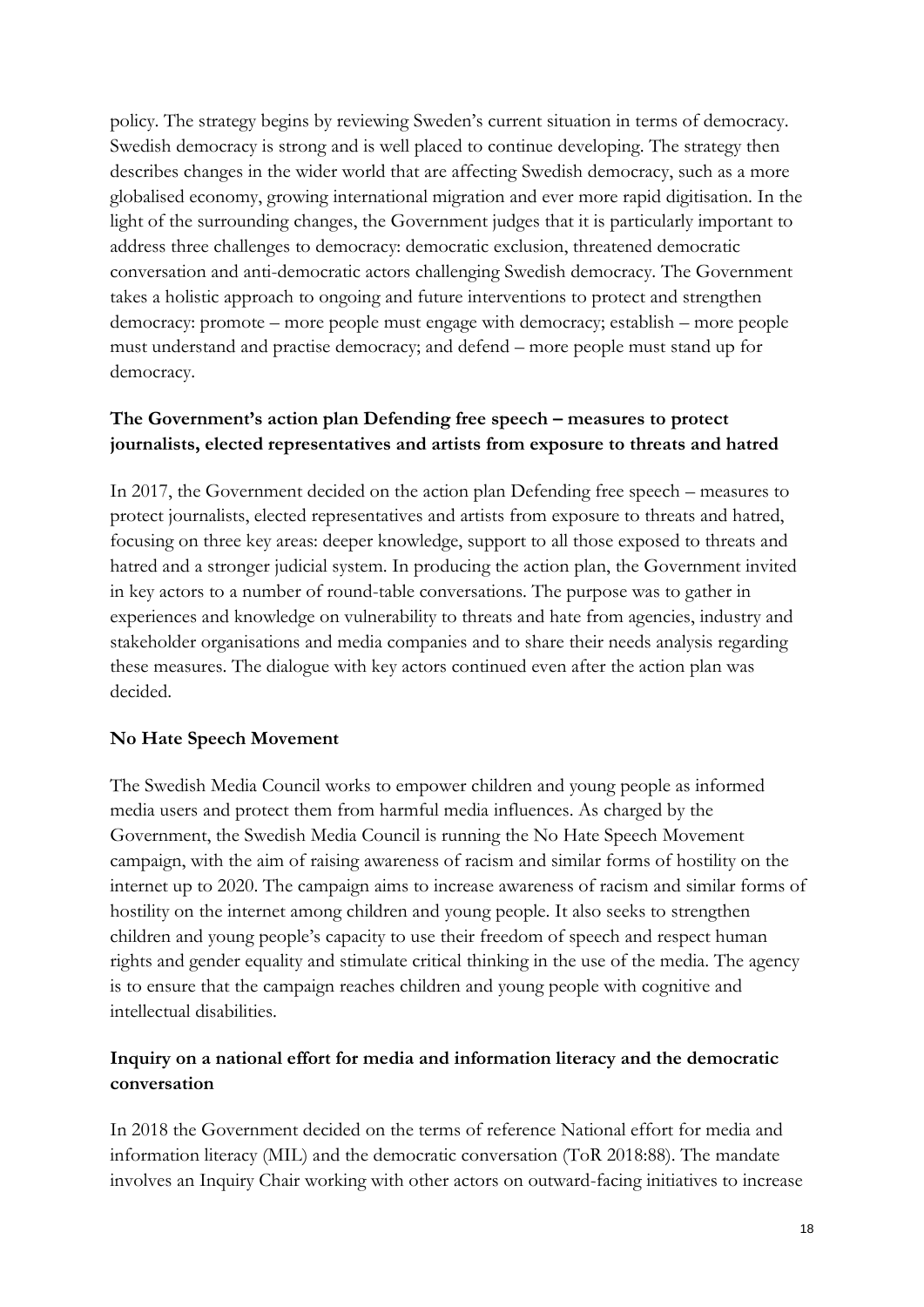policy. The strategy begins by reviewing Sweden's current situation in terms of democracy. Swedish democracy is strong and is well placed to continue developing. The strategy then describes changes in the wider world that are affecting Swedish democracy, such as a more globalised economy, growing international migration and ever more rapid digitisation. In the light of the surrounding changes, the Government judges that it is particularly important to address three challenges to democracy: democratic exclusion, threatened democratic conversation and anti-democratic actors challenging Swedish democracy. The Government takes a holistic approach to ongoing and future interventions to protect and strengthen democracy: promote – more people must engage with democracy; establish – more people must understand and practise democracy; and defend – more people must stand up for democracy.

### The Government's action plan Defending free speech – measures to protect journalists, elected representatives and artists from exposure to threats and hatred

In 2017, the Government decided on the action plan Defending free speech – measures to protect journalists, elected representatives and artists from exposure to threats and hatred, focusing on three key areas: deeper knowledge, support to all those exposed to threats and hatred and a stronger judicial system. In producing the action plan, the Government invited in key actors to a number of round-table conversations. The purpose was to gather in experiences and knowledge on vulnerability to threats and hate from agencies, industry and stakeholder organisations and media companies and to share their needs analysis regarding these measures. The dialogue with key actors continued even after the action plan was decided.

### No Hate Speech Movement

The Swedish Media Council works to empower children and young people as informed media users and protect them from harmful media influences. As charged by the Government, the Swedish Media Council is running the No Hate Speech Movement campaign, with the aim of raising awareness of racism and similar forms of hostility on the internet up to 2020. The campaign aims to increase awareness of racism and similar forms of hostility on the internet among children and young people. It also seeks to strengthen children and young people's capacity to use their freedom of speech and respect human rights and gender equality and stimulate critical thinking in the use of the media. The agency is to ensure that the campaign reaches children and young people with cognitive and intellectual disabilities.

### Inquiry on a national effort for media and information literacy and the democratic conversation

In 2018 the Government decided on the terms of reference National effort for media and information literacy (MIL) and the democratic conversation (ToR 2018:88). The mandate involves an Inquiry Chair working with other actors on outward-facing initiatives to increase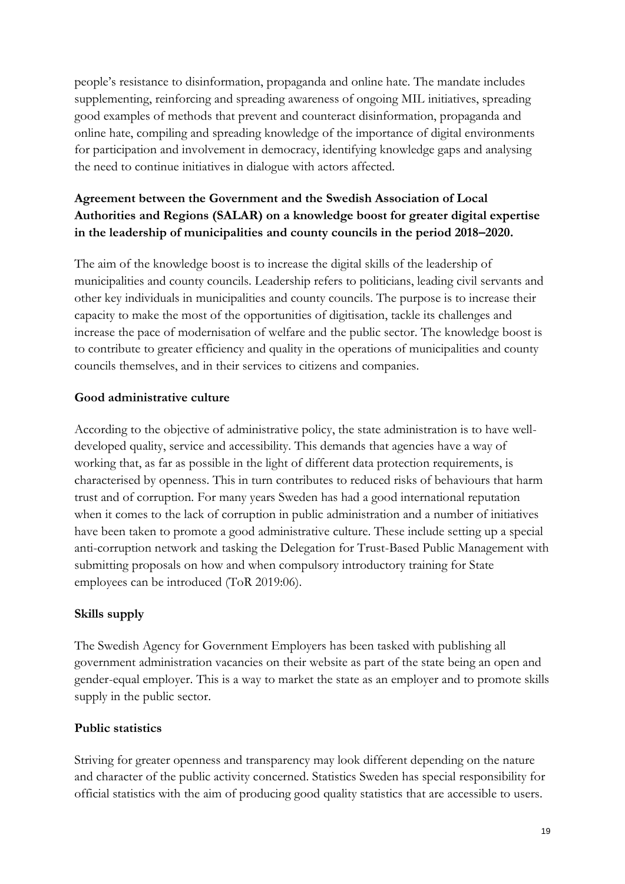people's resistance to disinformation, propaganda and online hate. The mandate includes supplementing, reinforcing and spreading awareness of ongoing MIL initiatives, spreading good examples of methods that prevent and counteract disinformation, propaganda and online hate, compiling and spreading knowledge of the importance of digital environments for participation and involvement in democracy, identifying knowledge gaps and analysing the need to continue initiatives in dialogue with actors affected.

**Agreement between the Government and the Swedish Association of Local Authorities and Regions (SALAR) on a knowledge boost for greater digital expertise in the leadership of municipalities and county councils in the period 2018–2020.**

The aim of the knowledge boost is to increase the digital skills of the leadership of municipalities and county councils. Leadership refers to politicians, leading civil servants and other key individuals in municipalities and county councils. The purpose is to increase their capacity to make the most of the opportunities of digitisation, tackle its challenges and increase the pace of modernisation of welfare and the public sector. The knowledge boost is to contribute to greater efficiency and quality in the operations of municipalities and county councils themselves, and in their services to citizens and companies.

**Good administrative culture**

According to the objective of administrative policy, the state administration is to have well-developed quality, service and accessibility. This demands that agencies have a way of working that, as far as possible in the light of different data protection requirements, is characterised by openness. This in turn contributes to reduced risks of behaviours that harm trust and of corruption. For many years Sweden has had a good international reputation when it comes to the lack of corruption in public administration and a number of initiatives have been taken to promote a good administrative culture. These include setting up a special anti-corruption network and tasking the Delegation for Trust-Based Public Management with submitting proposals on how and when compulsory introductory training for State employees can be introduced (ToR 2019:06).

**Skills supply**

The Swedish Agency for Government Employers has been tasked with publishing all government administration vacancies on their website as part of the state being an open and gender-equal employer. This is a way to market the state as an employer and to promote skills supply in the public sector.

**Public statistics**

Striving for greater openness and transparency may look different depending on the nature and character of the public activity concerned. Statistics Sweden has special responsibility for official statistics with the aim of producing good quality statistics that are accessible to users.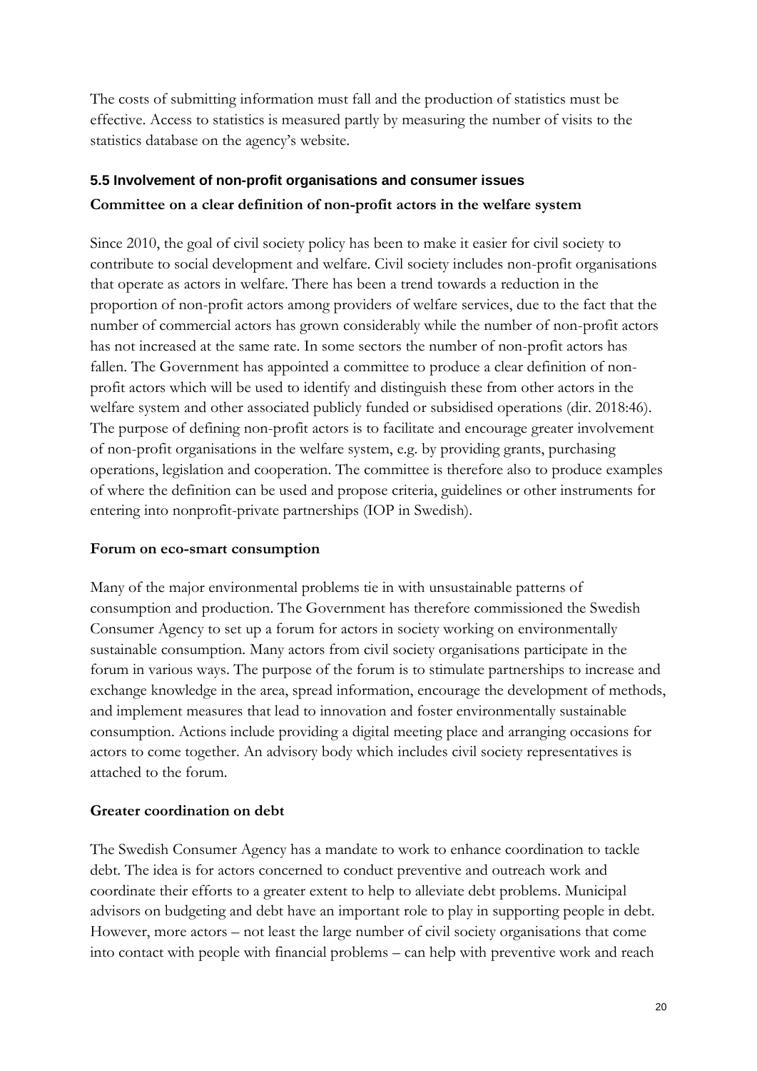The costs of submitting information must fall and the production of statistics must be effective. Access to statistics is measured partly by measuring the number of visits to the statistics database on the agency's website.

### 5.5 Involvement of non-profit organisations and consumer issues

**Committee on a clear definition of non-profit actors in the welfare system**

Since 2010, the goal of civil society policy has been to make it easier for civil society to contribute to social development and welfare. Civil society includes non-profit organisations that operate as actors in welfare. There has been a trend towards a reduction in the proportion of non-profit actors among providers of welfare services, due to the fact that the number of commercial actors has grown considerably while the number of non-profit actors has not increased at the same rate. In some sectors the number of non-profit actors has fallen. The Government has appointed a committee to produce a clear definition of non-profit actors which will be used to identify and distinguish these from other actors in the welfare system and other associated publicly funded or subsidised operations (dir. 2018:46). The purpose of defining non-profit actors is to facilitate and encourage greater involvement of non-profit organisations in the welfare system, e.g. by providing grants, purchasing operations, legislation and cooperation. The committee is therefore also to produce examples of where the definition can be used and propose criteria, guidelines or other instruments for entering into nonprofit-private partnerships (IOP in Swedish).

**Forum on eco-smart consumption**

Many of the major environmental problems tie in with unsustainable patterns of consumption and production. The Government has therefore commissioned the Swedish Consumer Agency to set up a forum for actors in society working on environmentally sustainable consumption. Many actors from civil society organisations participate in the forum in various ways. The purpose of the forum is to stimulate partnerships to increase and exchange knowledge in the area, spread information, encourage the development of methods, and implement measures that lead to innovation and foster environmentally sustainable consumption. Actions include providing a digital meeting place and arranging occasions for actors to come together. An advisory body which includes civil society representatives is attached to the forum.

**Greater coordination on debt**

The Swedish Consumer Agency has a mandate to work to enhance coordination to tackle debt. The idea is for actors concerned to conduct preventive and outreach work and coordinate their efforts to a greater extent to help to alleviate debt problems. Municipal advisors on budgeting and debt have an important role to play in supporting people in debt. However, more actors – not least the large number of civil society organisations that come into contact with people with financial problems – can help with preventive work and reach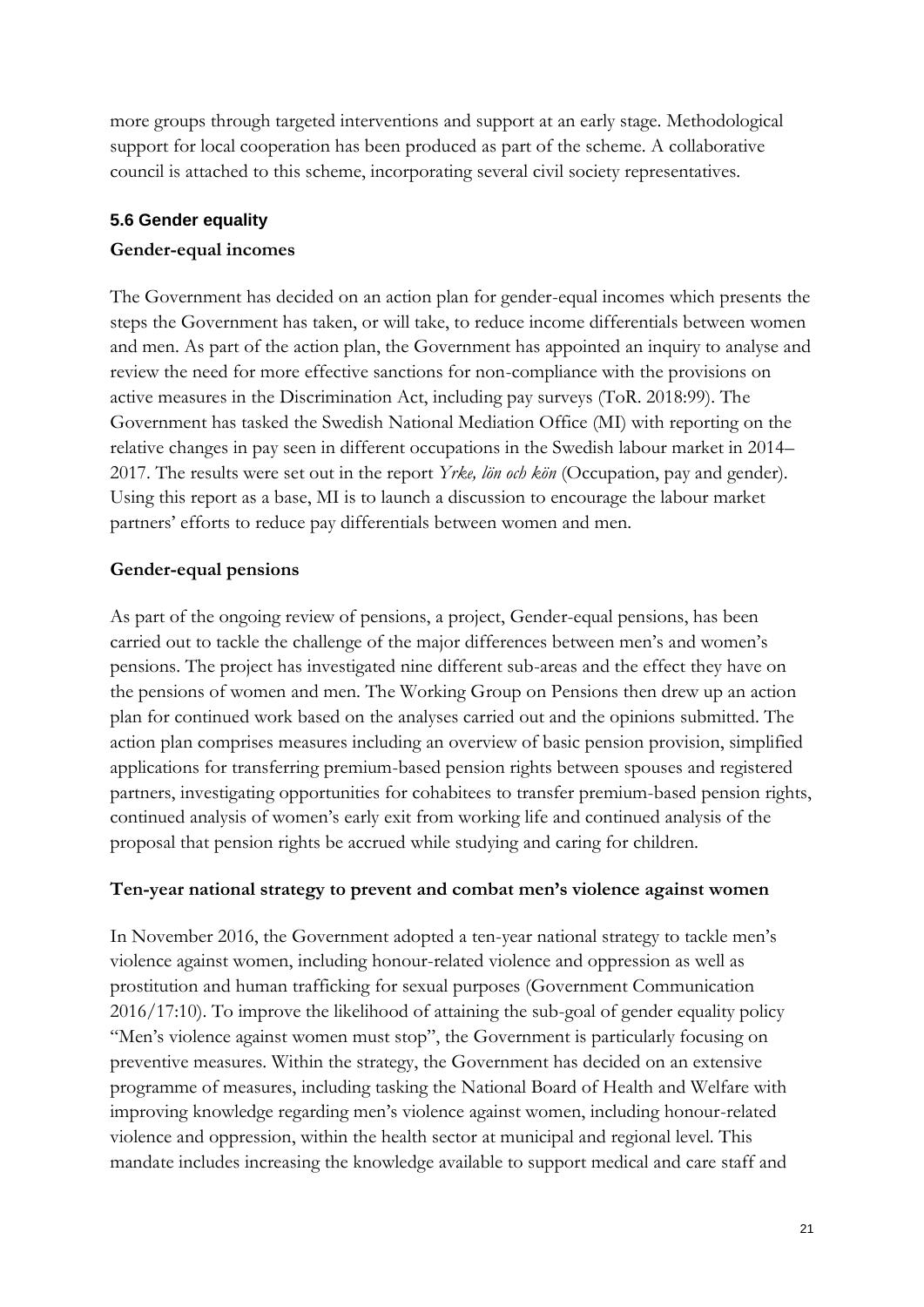more groups through targeted interventions and support at an early stage. Methodological support for local cooperation has been produced as part of the scheme. A collaborative council is attached to this scheme, incorporating several civil society representatives.

### 5.6 Gender equality

**Gender-equal incomes**

The Government has decided on an action plan for gender-equal incomes which presents the steps the Government has taken, or will take, to reduce income differentials between women and men. As part of the action plan, the Government has appointed an inquiry to analyse and review the need for more effective sanctions for non-compliance with the provisions on active measures in the Discrimination Act, including pay surveys (ToR. 2018:99). The Government has tasked the Swedish National Mediation Office (MI) with reporting on the relative changes in pay seen in different occupations in the Swedish labour market in 2014–2017. The results were set out in the report *Yrke, lön och kön* (Occupation, pay and gender). Using this report as a base, MI is to launch a discussion to encourage the labour market partners' efforts to reduce pay differentials between women and men.

**Gender-equal pensions**

As part of the ongoing review of pensions, a project, Gender-equal pensions, has been carried out to tackle the challenge of the major differences between men's and women's pensions. The project has investigated nine different sub-areas and the effect they have on the pensions of women and men. The Working Group on Pensions then drew up an action plan for continued work based on the analyses carried out and the opinions submitted. The action plan comprises measures including an overview of basic pension provision, simplified applications for transferring premium-based pension rights between spouses and registered partners, investigating opportunities for cohabitees to transfer premium-based pension rights, continued analysis of women's early exit from working life and continued analysis of the proposal that pension rights be accrued while studying and caring for children.

**Ten-year national strategy to prevent and combat men's violence against women**

In November 2016, the Government adopted a ten-year national strategy to tackle men's violence against women, including honour-related violence and oppression as well as prostitution and human trafficking for sexual purposes (Government Communication 2016/17:10). To improve the likelihood of attaining the sub-goal of gender equality policy "Men's violence against women must stop", the Government is particularly focusing on preventive measures. Within the strategy, the Government has decided on an extensive programme of measures, including tasking the National Board of Health and Welfare with improving knowledge regarding men's violence against women, including honour-related violence and oppression, within the health sector at municipal and regional level. This mandate includes increasing the knowledge available to support medical and care staff and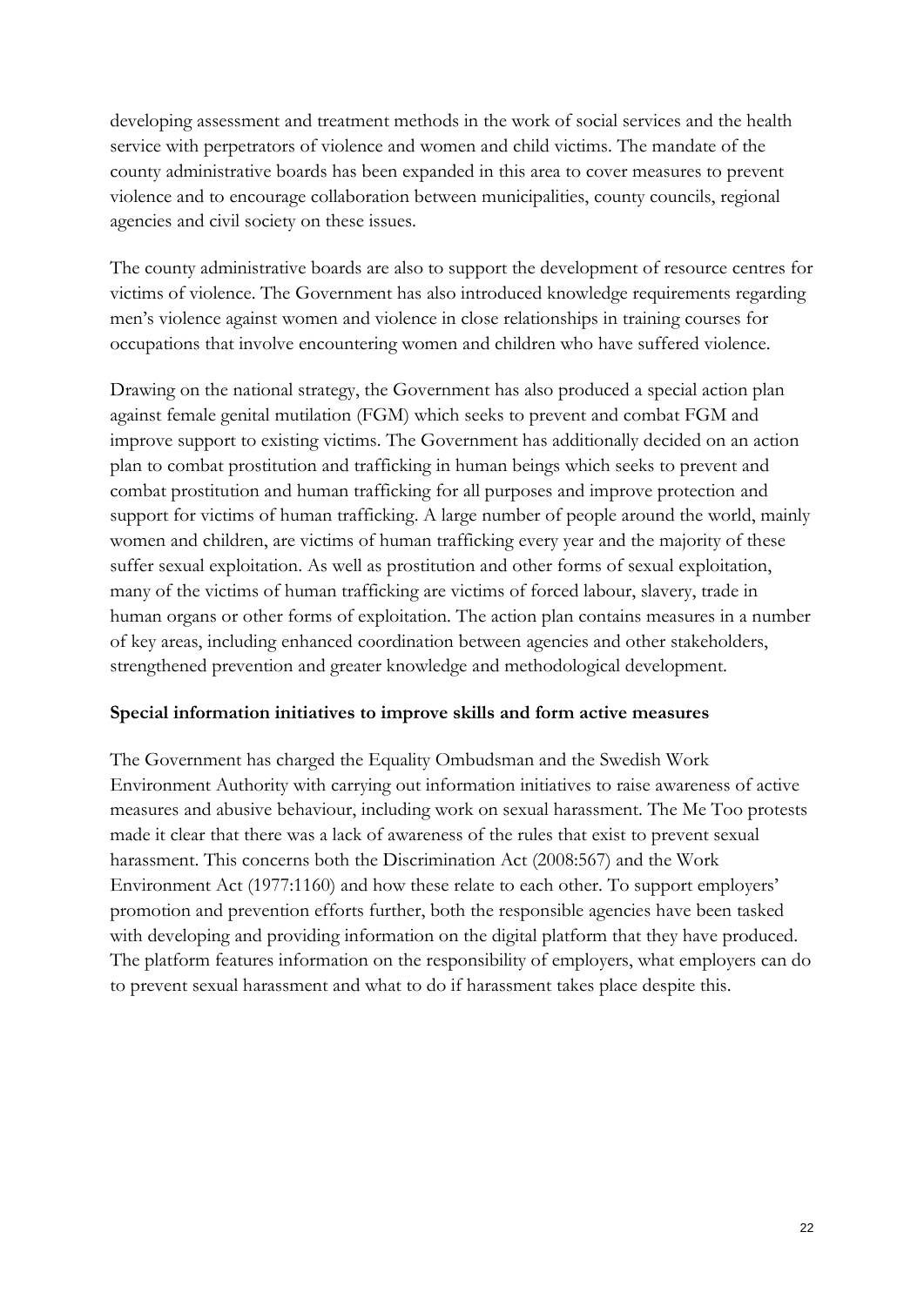developing assessment and treatment methods in the work of social services and the health service with perpetrators of violence and women and child victims. The mandate of the county administrative boards has been expanded in this area to cover measures to prevent violence and to encourage collaboration between municipalities, county councils, regional agencies and civil society on these issues.

The county administrative boards are also to support the development of resource centres for victims of violence. The Government has also introduced knowledge requirements regarding men's violence against women and violence in close relationships in training courses for occupations that involve encountering women and children who have suffered violence.

Drawing on the national strategy, the Government has also produced a special action plan against female genital mutilation (FGM) which seeks to prevent and combat FGM and improve support to existing victims. The Government has additionally decided on an action plan to combat prostitution and trafficking in human beings which seeks to prevent and combat prostitution and human trafficking for all purposes and improve protection and support for victims of human trafficking. A large number of people around the world, mainly women and children, are victims of human trafficking every year and the majority of these suffer sexual exploitation. As well as prostitution and other forms of sexual exploitation, many of the victims of human trafficking are victims of forced labour, slavery, trade in human organs or other forms of exploitation. The action plan contains measures in a number of key areas, including enhanced coordination between agencies and other stakeholders, strengthened prevention and greater knowledge and methodological development.

**Special information initiatives to improve skills and form active measures**

The Government has charged the Equality Ombudsman and the Swedish Work Environment Authority with carrying out information initiatives to raise awareness of active measures and abusive behaviour, including work on sexual harassment. The Me Too protests made it clear that there was a lack of awareness of the rules that exist to prevent sexual harassment. This concerns both the Discrimination Act (2008:567) and the Work Environment Act (1977:1160) and how these relate to each other. To support employers' promotion and prevention efforts further, both the responsible agencies have been tasked with developing and providing information on the digital platform that they have produced. The platform features information on the responsibility of employers, what employers can do to prevent sexual harassment and what to do if harassment takes place despite this.